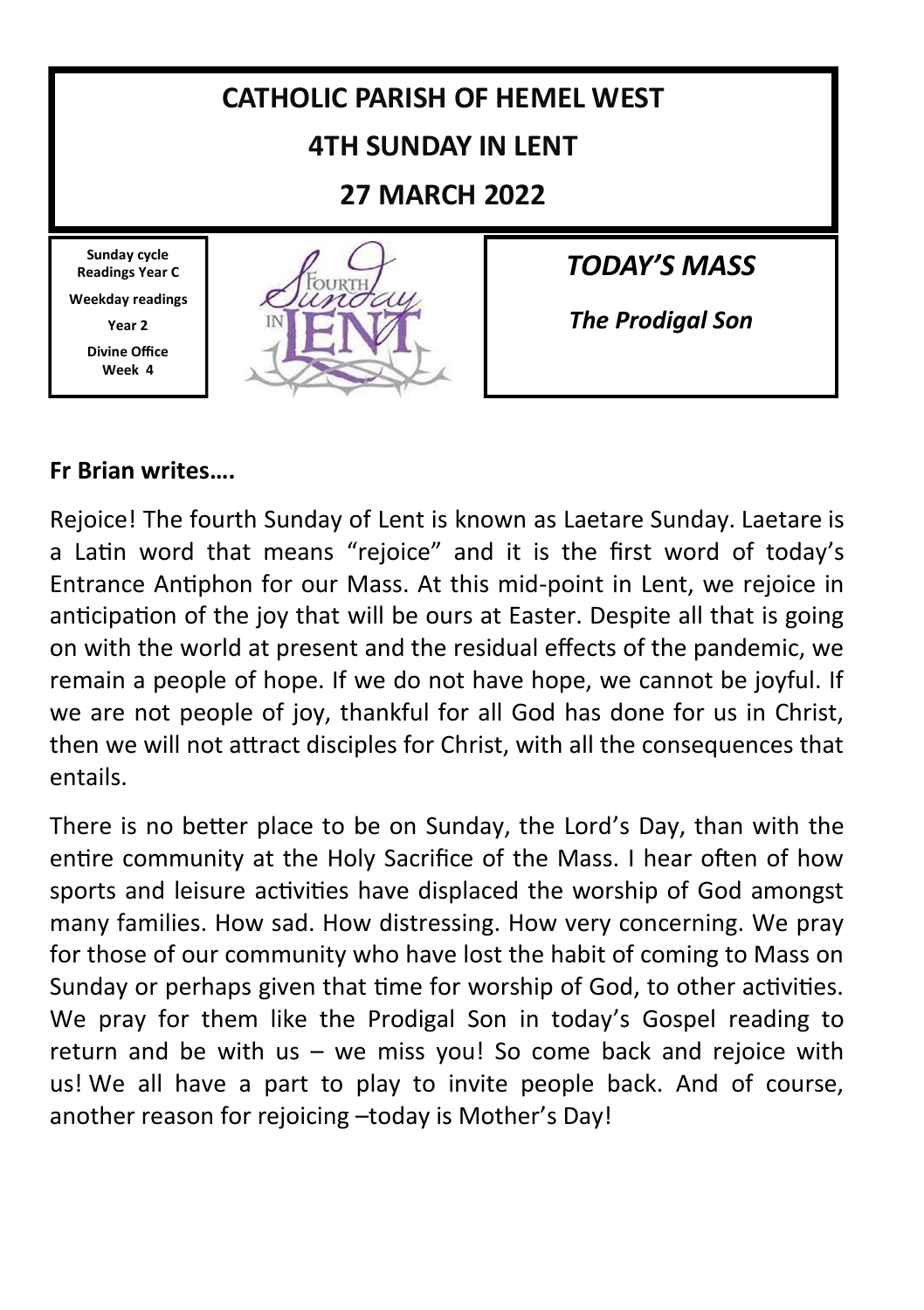# CATHOLIC PARISH OF HEMEL WEST

## 4TH SUNDAY IN LENT

## 27 MARCH 2022

**Sunday cycle Readings Year C**

**Weekday readings Year 2**

**Divine Office Week 4**

***TODAY'S MASS***

***The Prodigal Son***

**Fr Brian writes….**

Rejoice! The fourth Sunday of Lent is known as Laetare Sunday. Laetare is a Latin word that means "rejoice" and it is the first word of today's Entrance Antiphon for our Mass. At this mid-point in Lent, we rejoice in anticipation of the joy that will be ours at Easter. Despite all that is going on with the world at present and the residual effects of the pandemic, we remain a people of hope. If we do not have hope, we cannot be joyful. If we are not people of joy, thankful for all God has done for us in Christ, then we will not attract disciples for Christ, with all the consequences that entails.

There is no better place to be on Sunday, the Lord's Day, than with the entire community at the Holy Sacrifice of the Mass. I hear often of how sports and leisure activities have displaced the worship of God amongst many families. How sad. How distressing. How very concerning. We pray for those of our community who have lost the habit of coming to Mass on Sunday or perhaps given that time for worship of God, to other activities. We pray for them like the Prodigal Son in today's Gospel reading to return and be with us – we miss you! So come back and rejoice with us! We all have a part to play to invite people back. And of course, another reason for rejoicing –today is Mother's Day!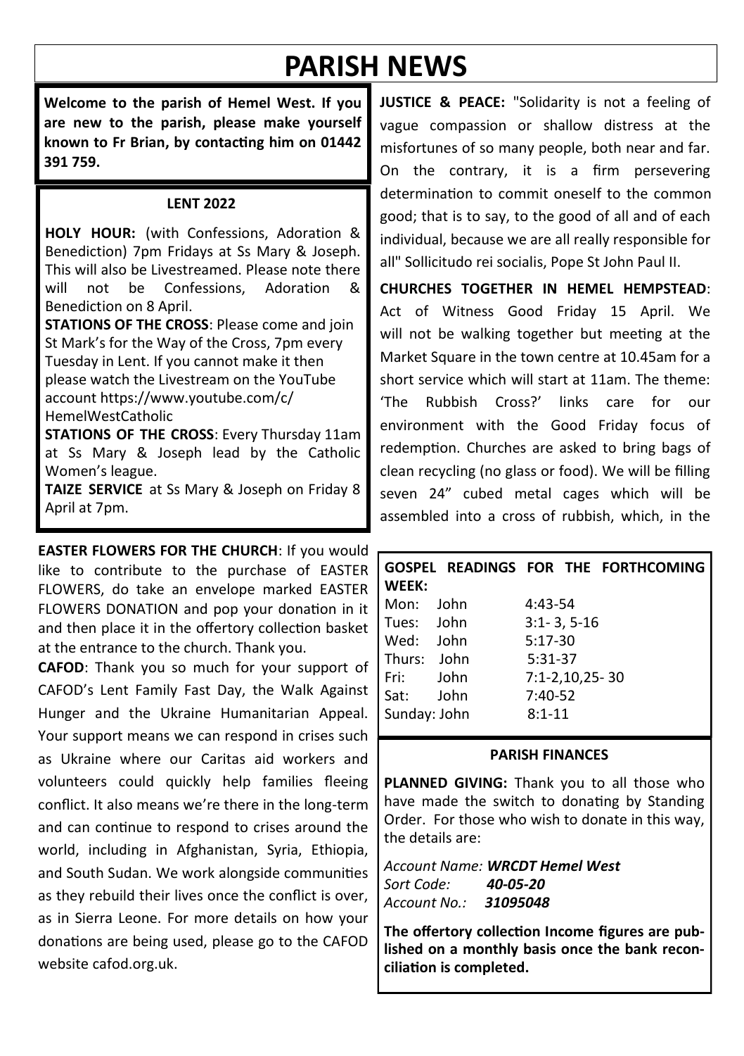# PARISH NEWS

**Welcome to the parish of Hemel West. If you are new to the parish, please make yourself known to Fr Brian, by contacting him on 01442 391 759.**

## LENT 2022

**HOLY HOUR:** (with Confessions, Adoration & Benediction) 7pm Fridays at Ss Mary & Joseph. This will also be Livestreamed. Please note there will not be Confessions, Adoration & Benediction on 8 April.

**STATIONS OF THE CROSS**: Please come and join St Mark's for the Way of the Cross, 7pm every Tuesday in Lent. If you cannot make it then please watch the Livestream on the YouTube account https://www.youtube.com/c/HemelWestCatholic

**STATIONS OF THE CROSS**: Every Thursday 11am at Ss Mary & Joseph lead by the Catholic Women's league.

**TAIZE SERVICE** at Ss Mary & Joseph on Friday 8 April at 7pm.

**EASTER FLOWERS FOR THE CHURCH**: If you would like to contribute to the purchase of EASTER FLOWERS, do take an envelope marked EASTER FLOWERS DONATION and pop your donation in it and then place it in the offertory collection basket at the entrance to the church. Thank you.

**CAFOD**: Thank you so much for your support of CAFOD's Lent Family Fast Day, the Walk Against Hunger and the Ukraine Humanitarian Appeal. Your support means we can respond in crises such as Ukraine where our Caritas aid workers and volunteers could quickly help families fleeing conflict. It also means we're there in the long-term and can continue to respond to crises around the world, including in Afghanistan, Syria, Ethiopia, and South Sudan. We work alongside communities as they rebuild their lives once the conflict is over, as in Sierra Leone. For more details on how your donations are being used, please go to the CAFOD website cafod.org.uk.

**JUSTICE & PEACE:** "Solidarity is not a feeling of vague compassion or shallow distress at the misfortunes of so many people, both near and far. On the contrary, it is a firm persevering determination to commit oneself to the common good; that is to say, to the good of all and of each individual, because we are all really responsible for all" Sollicitudo rei socialis, Pope St John Paul II.

**CHURCHES TOGETHER IN HEMEL HEMPSTEAD**: Act of Witness Good Friday 15 April. We will not be walking together but meeting at the Market Square in the town centre at 10.45am for a short service which will start at 11am. The theme: 'The Rubbish Cross?' links care for our environment with the Good Friday focus of redemption. Churches are asked to bring bags of clean recycling (no glass or food). We will be filling seven 24" cubed metal cages which will be assembled into a cross of rubbish, which, in the

## GOSPEL READINGS FOR THE FORTHCOMING WEEK:

| Day | Gospel | Reading |
|---|---|---|
| Mon: | John | 4:43-54 |
| Tues: | John | 3:1- 3, 5-16 |
| Wed: | John | 5:17-30 |
| Thurs: | John | 5:31-37 |
| Fri: | John | 7:1-2,10,25- 30 |
| Sat: | John | 7:40-52 |
| Sunday: | John | 8:1-11 |

## PARISH FINANCES

**PLANNED GIVING:** Thank you to all those who have made the switch to donating by Standing Order. For those who wish to donate in this way, the details are:

*Account Name:* ***WRCDT Hemel West***
*Sort Code:* ***40-05-20***
*Account No.:* ***31095048***

**The offertory collection Income figures are published on a monthly basis once the bank reconciliation is completed.**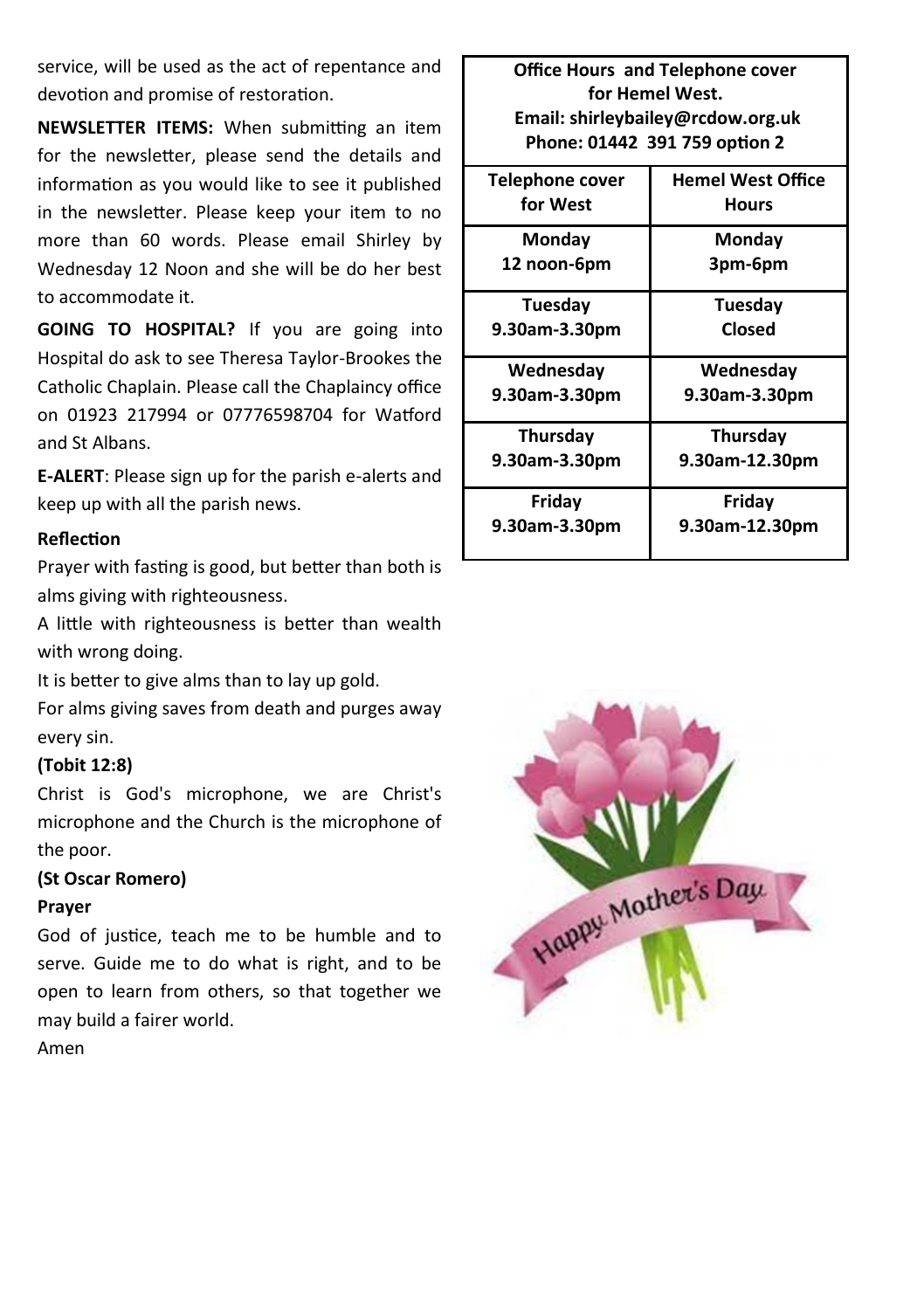service, will be used as the act of repentance and devotion and promise of restoration.

**NEWSLETTER ITEMS:** When submitting an item for the newsletter, please send the details and information as you would like to see it published in the newsletter. Please keep your item to no more than 60 words. Please email Shirley by Wednesday 12 Noon and she will be do her best to accommodate it.

**GOING TO HOSPITAL?** If you are going into Hospital do ask to see Theresa Taylor-Brookes the Catholic Chaplain. Please call the Chaplaincy office on 01923 217994 or 07776598704 for Watford and St Albans.

**E-ALERT**: Please sign up for the parish e-alerts and keep up with all the parish news.

**Reflection**

Prayer with fasting is good, but better than both is alms giving with righteousness.

A little with righteousness is better than wealth with wrong doing.

It is better to give alms than to lay up gold.

For alms giving saves from death and purges away every sin.

**(Tobit 12:8)**

Christ is God's microphone, we are Christ's microphone and the Church is the microphone of the poor.

**(St Oscar Romero)**

**Prayer**

God of justice, teach me to be humble and to serve. Guide me to do what is right, and to be open to learn from others, so that together we may build a fairer world.

Amen

**Office Hours and Telephone cover for Hemel West.**
**Email: shirleybailey@rcdow.org.uk**
**Phone: 01442 391 759 option 2**

| Telephone cover for West | Hemel West Office Hours |
|---|---|
| Monday 12 noon-6pm | Monday 3pm-6pm |
| Tuesday 9.30am-3.30pm | Tuesday Closed |
| Wednesday 9.30am-3.30pm | Wednesday 9.30am-3.30pm |
| Thursday 9.30am-3.30pm | Thursday 9.30am-12.30pm |
| Friday 9.30am-3.30pm | Friday 9.30am-12.30pm |

Happy Mother's Day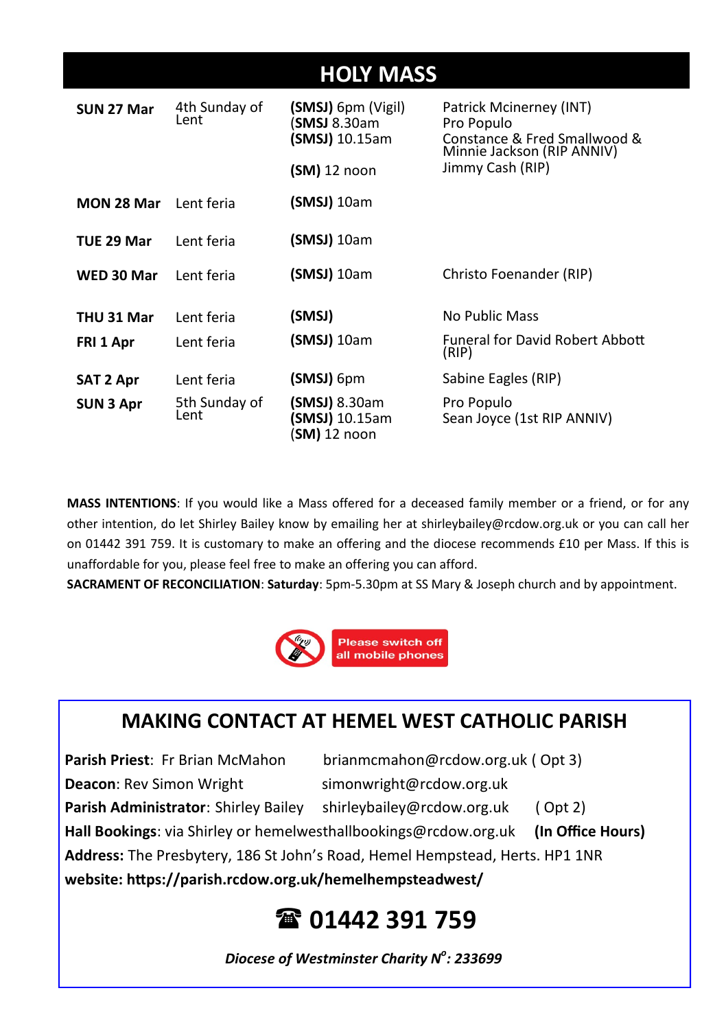## HOLY MASS

| | | | |
|---|---|---|---|
| **SUN 27 Mar** | 4th Sunday of Lent | **(SMSJ)** 6pm (Vigil)<br>(**SMSJ** 8.30am<br>**(SMSJ)** 10.15am<br><br>**(SM)** 12 noon | Patrick Mcinerney (INT)<br>Pro Populo<br>Constance & Fred Smallwood & Minnie Jackson (RIP ANNIV)<br>Jimmy Cash (RIP) |
| **MON 28 Mar** | Lent feria | **(SMSJ)** 10am | |
| **TUE 29 Mar** | Lent feria | **(SMSJ)** 10am | |
| **WED 30 Mar** | Lent feria | **(SMSJ)** 10am | Christo Foenander (RIP) |
| **THU 31 Mar** | Lent feria | **(SMSJ)** | No Public Mass |
| **FRI 1 Apr** | Lent feria | **(SMSJ)** 10am | Funeral for David Robert Abbott (RIP) |
| **SAT 2 Apr** | Lent feria | **(SMSJ)** 6pm | Sabine Eagles (RIP) |
| **SUN 3 Apr** | 5th Sunday of Lent | **(SMSJ)** 8.30am<br>**(SMSJ)** 10.15am<br>(**SM)** 12 noon | Pro Populo<br>Sean Joyce (1st RIP ANNIV) |

**MASS INTENTIONS**: If you would like a Mass offered for a deceased family member or a friend, or for any other intention, do let Shirley Bailey know by emailing her at shirleybailey@rcdow.org.uk or you can call her on 01442 391 759. It is customary to make an offering and the diocese recommends £10 per Mass. If this is unaffordable for you, please feel free to make an offering you can afford.

**SACRAMENT OF RECONCILIATION**: **Saturday**: 5pm-5.30pm at SS Mary & Joseph church and by appointment.

Please switch off all mobile phones

## MAKING CONTACT AT HEMEL WEST CATHOLIC PARISH

**Parish Priest**: Fr Brian McMahon brianmcmahon@rcdow.org.uk ( Opt 3)

**Deacon**: Rev Simon Wright simonwright@rcdow.org.uk

**Parish Administrator**: Shirley Bailey shirleybailey@rcdow.org.uk ( Opt 2)

**Hall Bookings**: via Shirley or hemelwesthallbookings@rcdow.org.uk **(In Office Hours)**

**Address:** The Presbytery, 186 St John's Road, Hemel Hempstead, Herts. HP1 1NR

**website: https://parish.rcdow.org.uk/hemelhempsteadwest/**

# ☎ 01442 391 759

***Diocese of Westminster Charity N$^{o}$: 233699***